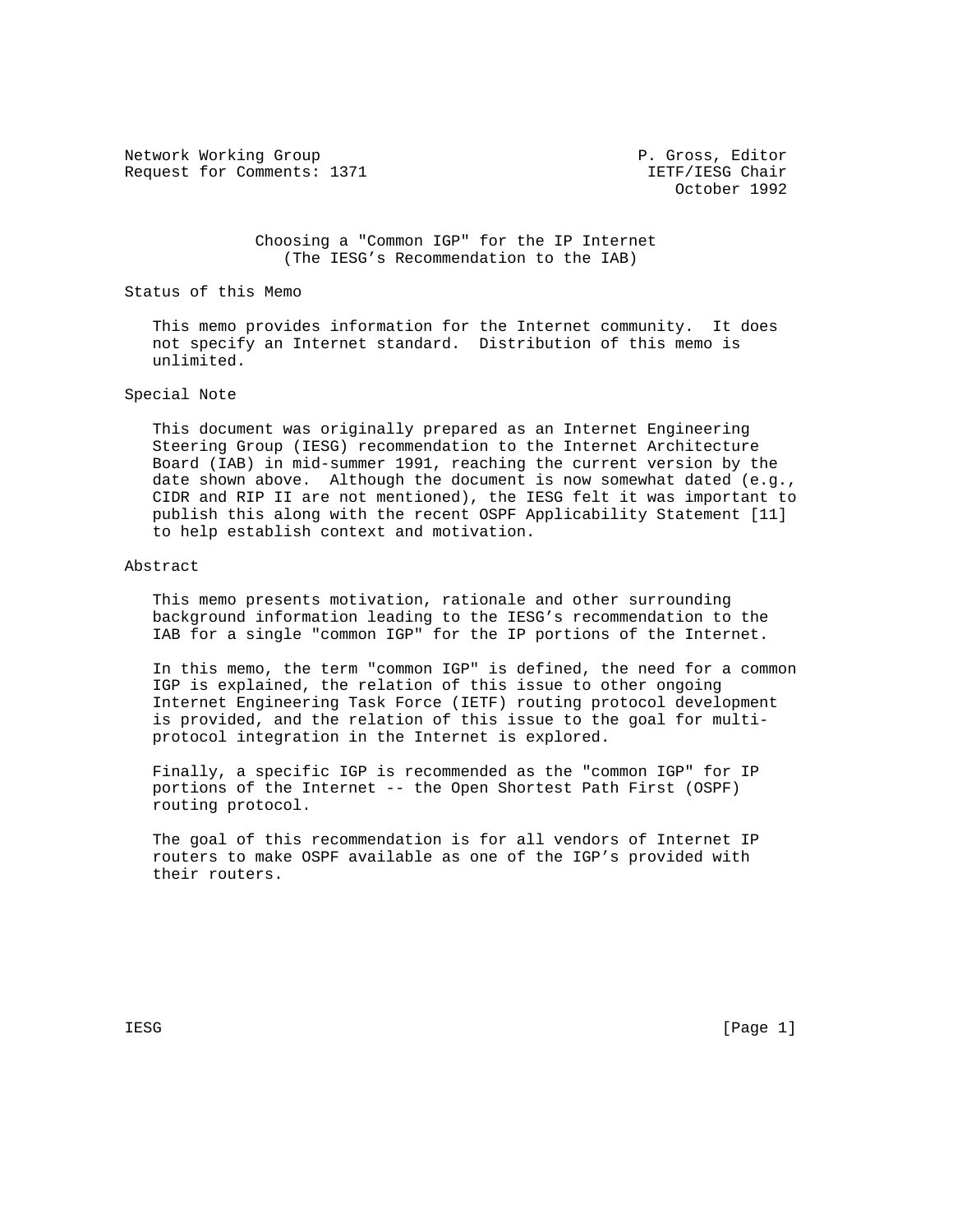Network Working Group P. Gross, Editor
Request for Comments: 1371 IETF/IESG Chair
October 1992

# Choosing a "Common IGP" for the IP Internet
## (The IESG's Recommendation to the IAB)

## Status of this Memo

This memo provides information for the Internet community. It does not specify an Internet standard. Distribution of this memo is unlimited.

## Special Note

This document was originally prepared as an Internet Engineering Steering Group (IESG) recommendation to the Internet Architecture Board (IAB) in mid-summer 1991, reaching the current version by the date shown above. Although the document is now somewhat dated (e.g., CIDR and RIP II are not mentioned), the IESG felt it was important to publish this along with the recent OSPF Applicability Statement [11] to help establish context and motivation.

## Abstract

This memo presents motivation, rationale and other surrounding background information leading to the IESG's recommendation to the IAB for a single "common IGP" for the IP portions of the Internet.

In this memo, the term "common IGP" is defined, the need for a common IGP is explained, the relation of this issue to other ongoing Internet Engineering Task Force (IETF) routing protocol development is provided, and the relation of this issue to the goal for multi-protocol integration in the Internet is explored.

Finally, a specific IGP is recommended as the "common IGP" for IP portions of the Internet -- the Open Shortest Path First (OSPF) routing protocol.

The goal of this recommendation is for all vendors of Internet IP routers to make OSPF available as one of the IGP's provided with their routers.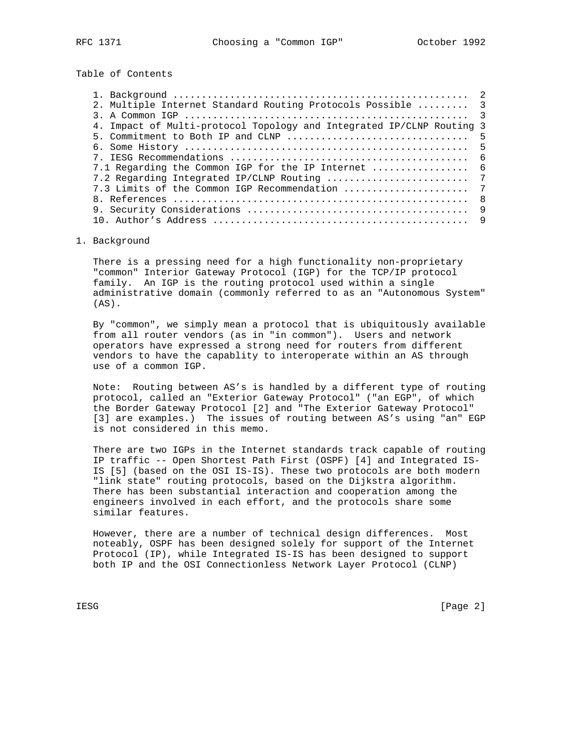Table of Contents

1. Background .................................................... 2
2. Multiple Internet Standard Routing Protocols Possible ......... 3
3. A Common IGP .................................................. 3
4. Impact of Multi-protocol Topology and Integrated IP/CLNP Routing 3
5. Commitment to Both IP and CLNP ................................ 5
6. Some History .................................................. 5
7. IESG Recommendations .......................................... 6
7.1 Regarding the Common IGP for the IP Internet ................. 6
7.2 Regarding Integrated IP/CLNP Routing ......................... 7
7.3 Limits of the Common IGP Recommendation ...................... 7
8. References .................................................... 8
9. Security Considerations ....................................... 9
10. Author's Address ............................................. 9

## 1. Background

There is a pressing need for a high functionality non-proprietary "common" Interior Gateway Protocol (IGP) for the TCP/IP protocol family. An IGP is the routing protocol used within a single administrative domain (commonly referred to as an "Autonomous System" (AS).

By "common", we simply mean a protocol that is ubiquitously available from all router vendors (as in "in common"). Users and network operators have expressed a strong need for routers from different vendors to have the capablity to interoperate within an AS through use of a common IGP.

Note: Routing between AS's is handled by a different type of routing protocol, called an "Exterior Gateway Protocol" ("an EGP", of which the Border Gateway Protocol [2] and "The Exterior Gateway Protocol" [3] are examples.) The issues of routing between AS's using "an" EGP is not considered in this memo.

There are two IGPs in the Internet standards track capable of routing IP traffic -- Open Shortest Path First (OSPF) [4] and Integrated IS-IS [5] (based on the OSI IS-IS). These two protocols are both modern "link state" routing protocols, based on the Dijkstra algorithm. There has been substantial interaction and cooperation among the engineers involved in each effort, and the protocols share some similar features.

However, there are a number of technical design differences. Most noteably, OSPF has been designed solely for support of the Internet Protocol (IP), while Integrated IS-IS has been designed to support both IP and the OSI Connectionless Network Layer Protocol (CLNP)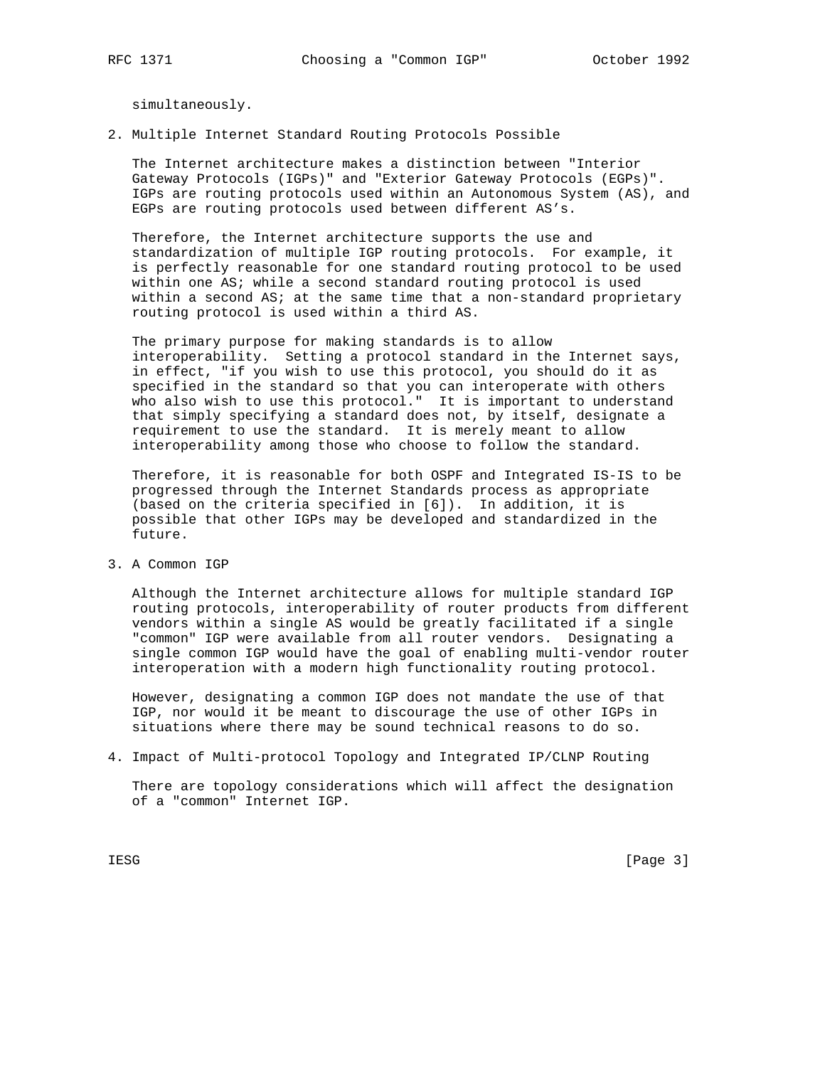simultaneously.

## 2. Multiple Internet Standard Routing Protocols Possible

The Internet architecture makes a distinction between "Interior Gateway Protocols (IGPs)" and "Exterior Gateway Protocols (EGPs)". IGPs are routing protocols used within an Autonomous System (AS), and EGPs are routing protocols used between different AS's.

Therefore, the Internet architecture supports the use and standardization of multiple IGP routing protocols. For example, it is perfectly reasonable for one standard routing protocol to be used within one AS; while a second standard routing protocol is used within a second AS; at the same time that a non-standard proprietary routing protocol is used within a third AS.

The primary purpose for making standards is to allow interoperability. Setting a protocol standard in the Internet says, in effect, "if you wish to use this protocol, you should do it as specified in the standard so that you can interoperate with others who also wish to use this protocol." It is important to understand that simply specifying a standard does not, by itself, designate a requirement to use the standard. It is merely meant to allow interoperability among those who choose to follow the standard.

Therefore, it is reasonable for both OSPF and Integrated IS-IS to be progressed through the Internet Standards process as appropriate (based on the criteria specified in [6]). In addition, it is possible that other IGPs may be developed and standardized in the future.

## 3. A Common IGP

Although the Internet architecture allows for multiple standard IGP routing protocols, interoperability of router products from different vendors within a single AS would be greatly facilitated if a single "common" IGP were available from all router vendors. Designating a single common IGP would have the goal of enabling multi-vendor router interoperation with a modern high functionality routing protocol.

However, designating a common IGP does not mandate the use of that IGP, nor would it be meant to discourage the use of other IGPs in situations where there may be sound technical reasons to do so.

## 4. Impact of Multi-protocol Topology and Integrated IP/CLNP Routing

There are topology considerations which will affect the designation of a "common" Internet IGP.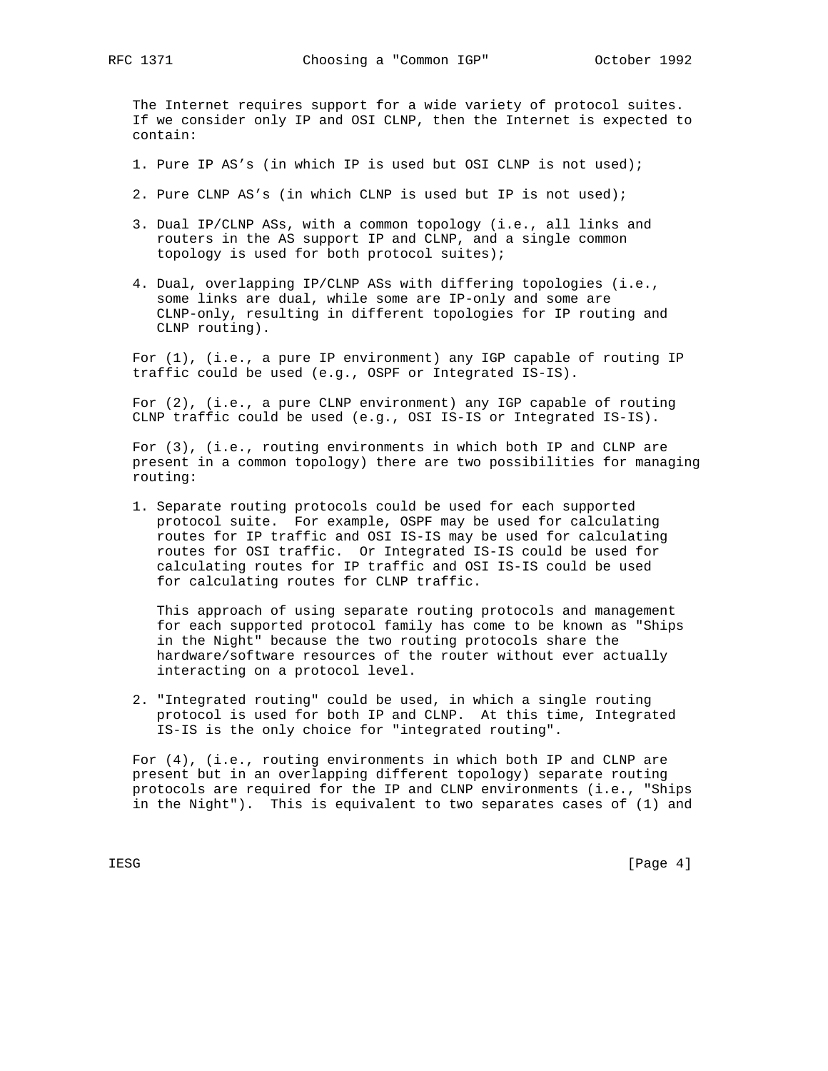The Internet requires support for a wide variety of protocol suites. If we consider only IP and OSI CLNP, then the Internet is expected to contain:

1. Pure IP AS's (in which IP is used but OSI CLNP is not used);

2. Pure CLNP AS's (in which CLNP is used but IP is not used);

3. Dual IP/CLNP ASs, with a common topology (i.e., all links and routers in the AS support IP and CLNP, and a single common topology is used for both protocol suites);

4. Dual, overlapping IP/CLNP ASs with differing topologies (i.e., some links are dual, while some are IP-only and some are CLNP-only, resulting in different topologies for IP routing and CLNP routing).

For (1), (i.e., a pure IP environment) any IGP capable of routing IP traffic could be used (e.g., OSPF or Integrated IS-IS).

For (2), (i.e., a pure CLNP environment) any IGP capable of routing CLNP traffic could be used (e.g., OSI IS-IS or Integrated IS-IS).

For (3), (i.e., routing environments in which both IP and CLNP are present in a common topology) there are two possibilities for managing routing:

1. Separate routing protocols could be used for each supported protocol suite. For example, OSPF may be used for calculating routes for IP traffic and OSI IS-IS may be used for calculating routes for OSI traffic. Or Integrated IS-IS could be used for calculating routes for IP traffic and OSI IS-IS could be used for calculating routes for CLNP traffic.

   This approach of using separate routing protocols and management for each supported protocol family has come to be known as "Ships in the Night" because the two routing protocols share the hardware/software resources of the router without ever actually interacting on a protocol level.

2. "Integrated routing" could be used, in which a single routing protocol is used for both IP and CLNP. At this time, Integrated IS-IS is the only choice for "integrated routing".

For (4), (i.e., routing environments in which both IP and CLNP are present but in an overlapping different topology) separate routing protocols are required for the IP and CLNP environments (i.e., "Ships in the Night"). This is equivalent to two separates cases of (1) and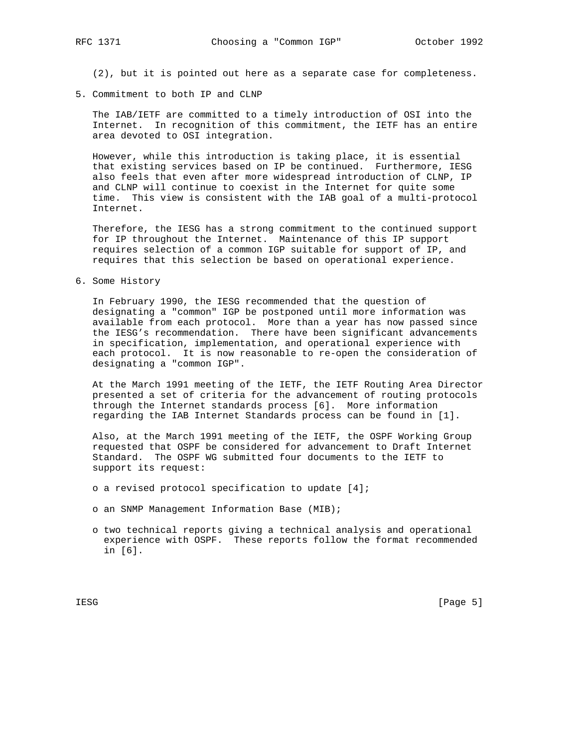(2), but it is pointed out here as a separate case for completeness.

## 5. Commitment to both IP and CLNP

The IAB/IETF are committed to a timely introduction of OSI into the Internet. In recognition of this commitment, the IETF has an entire area devoted to OSI integration.

However, while this introduction is taking place, it is essential that existing services based on IP be continued. Furthermore, IESG also feels that even after more widespread introduction of CLNP, IP and CLNP will continue to coexist in the Internet for quite some time. This view is consistent with the IAB goal of a multi-protocol Internet.

Therefore, the IESG has a strong commitment to the continued support for IP throughout the Internet. Maintenance of this IP support requires selection of a common IGP suitable for support of IP, and requires that this selection be based on operational experience.

## 6. Some History

In February 1990, the IESG recommended that the question of designating a "common" IGP be postponed until more information was available from each protocol. More than a year has now passed since the IESG's recommendation. There have been significant advancements in specification, implementation, and operational experience with each protocol. It is now reasonable to re-open the consideration of designating a "common IGP".

At the March 1991 meeting of the IETF, the IETF Routing Area Director presented a set of criteria for the advancement of routing protocols through the Internet standards process [6]. More information regarding the IAB Internet Standards process can be found in [1].

Also, at the March 1991 meeting of the IETF, the OSPF Working Group requested that OSPF be considered for advancement to Draft Internet Standard. The OSPF WG submitted four documents to the IETF to support its request:

- a revised protocol specification to update [4];
- an SNMP Management Information Base (MIB);
- two technical reports giving a technical analysis and operational experience with OSPF. These reports follow the format recommended in [6].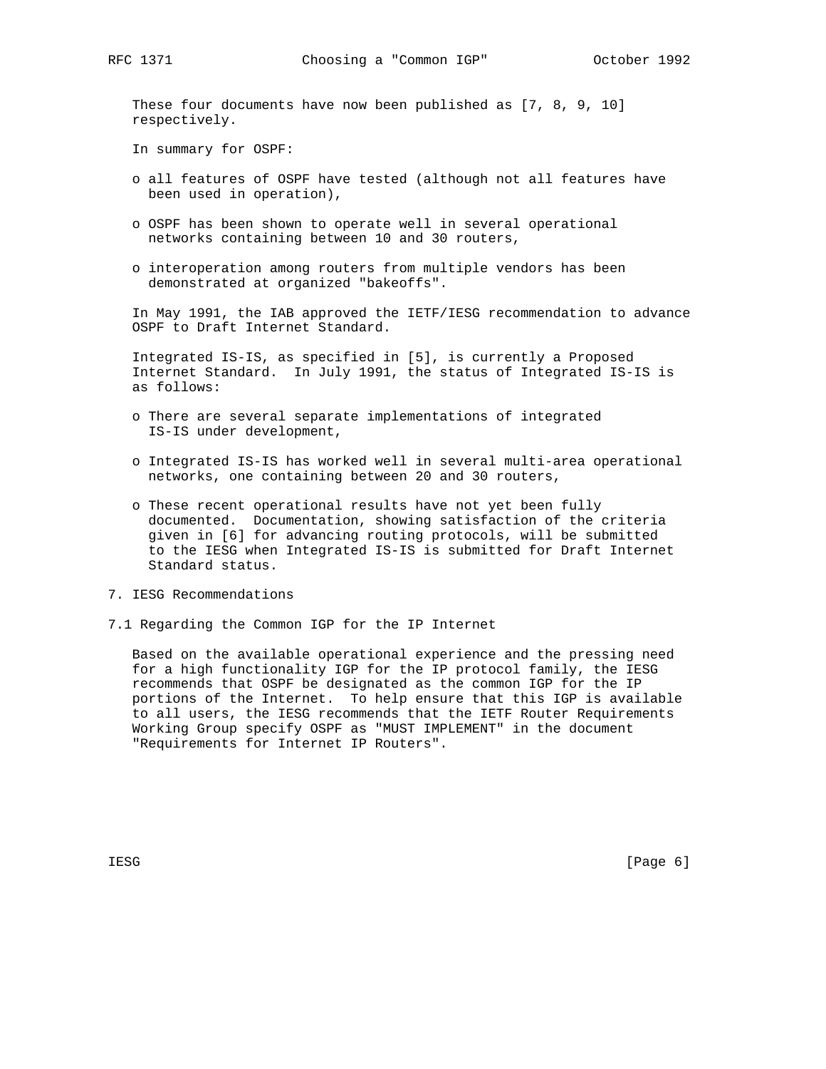These four documents have now been published as [7, 8, 9, 10] respectively.

In summary for OSPF:

- all features of OSPF have tested (although not all features have been used in operation),
- OSPF has been shown to operate well in several operational networks containing between 10 and 30 routers,
- interoperation among routers from multiple vendors has been demonstrated at organized "bakeoffs".

In May 1991, the IAB approved the IETF/IESG recommendation to advance OSPF to Draft Internet Standard.

Integrated IS-IS, as specified in [5], is currently a Proposed Internet Standard. In July 1991, the status of Integrated IS-IS is as follows:

- There are several separate implementations of integrated IS-IS under development,
- Integrated IS-IS has worked well in several multi-area operational networks, one containing between 20 and 30 routers,
- These recent operational results have not yet been fully documented. Documentation, showing satisfaction of the criteria given in [6] for advancing routing protocols, will be submitted to the IESG when Integrated IS-IS is submitted for Draft Internet Standard status.

## 7. IESG Recommendations

### 7.1 Regarding the Common IGP for the IP Internet

Based on the available operational experience and the pressing need for a high functionality IGP for the IP protocol family, the IESG recommends that OSPF be designated as the common IGP for the IP portions of the Internet. To help ensure that this IGP is available to all users, the IESG recommends that the IETF Router Requirements Working Group specify OSPF as "MUST IMPLEMENT" in the document "Requirements for Internet IP Routers".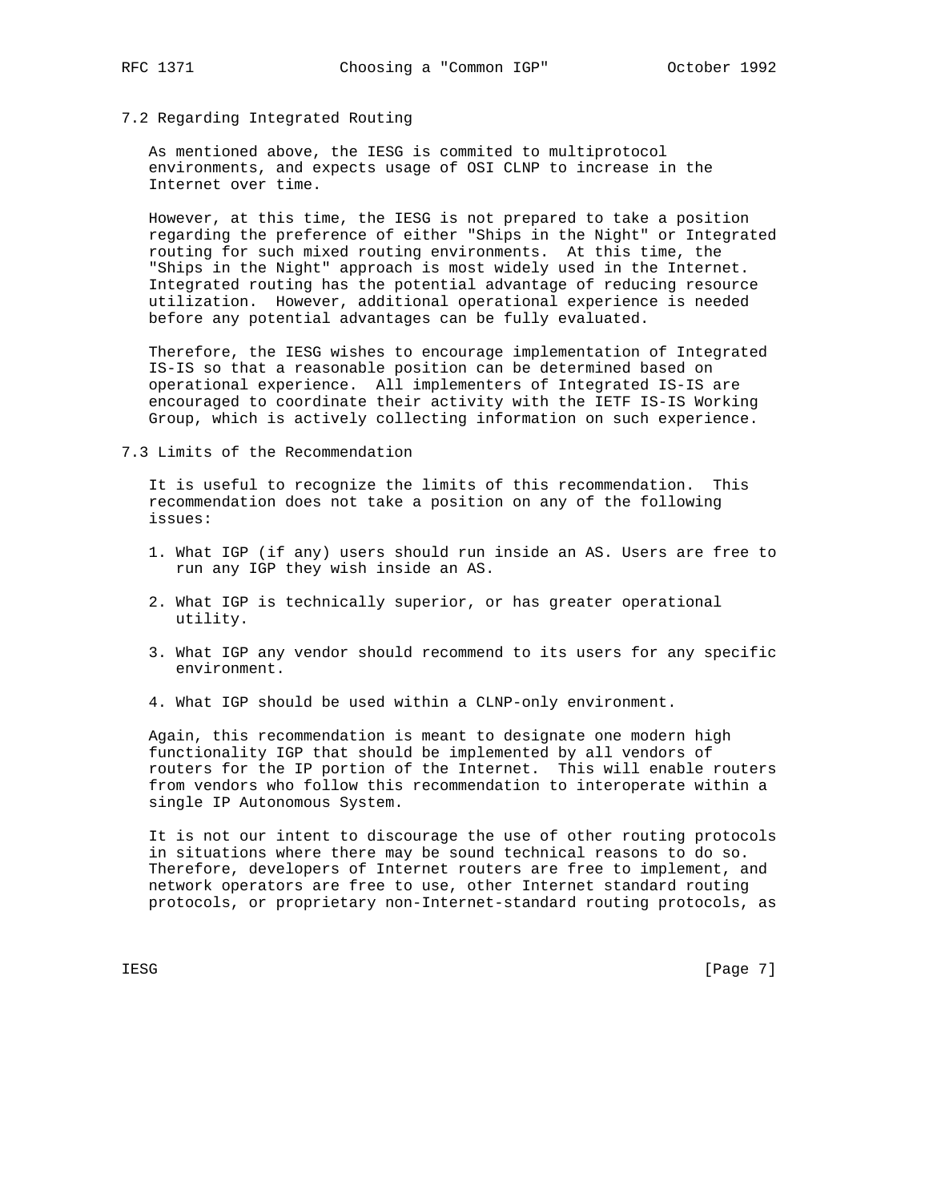### 7.2 Regarding Integrated Routing

As mentioned above, the IESG is commited to multiprotocol environments, and expects usage of OSI CLNP to increase in the Internet over time.

However, at this time, the IESG is not prepared to take a position regarding the preference of either "Ships in the Night" or Integrated routing for such mixed routing environments. At this time, the "Ships in the Night" approach is most widely used in the Internet. Integrated routing has the potential advantage of reducing resource utilization. However, additional operational experience is needed before any potential advantages can be fully evaluated.

Therefore, the IESG wishes to encourage implementation of Integrated IS-IS so that a reasonable position can be determined based on operational experience. All implementers of Integrated IS-IS are encouraged to coordinate their activity with the IETF IS-IS Working Group, which is actively collecting information on such experience.

### 7.3 Limits of the Recommendation

It is useful to recognize the limits of this recommendation. This recommendation does not take a position on any of the following issues:

1. What IGP (if any) users should run inside an AS. Users are free to run any IGP they wish inside an AS.

2. What IGP is technically superior, or has greater operational utility.

3. What IGP any vendor should recommend to its users for any specific environment.

4. What IGP should be used within a CLNP-only environment.

Again, this recommendation is meant to designate one modern high functionality IGP that should be implemented by all vendors of routers for the IP portion of the Internet. This will enable routers from vendors who follow this recommendation to interoperate within a single IP Autonomous System.

It is not our intent to discourage the use of other routing protocols in situations where there may be sound technical reasons to do so. Therefore, developers of Internet routers are free to implement, and network operators are free to use, other Internet standard routing protocols, or proprietary non-Internet-standard routing protocols, as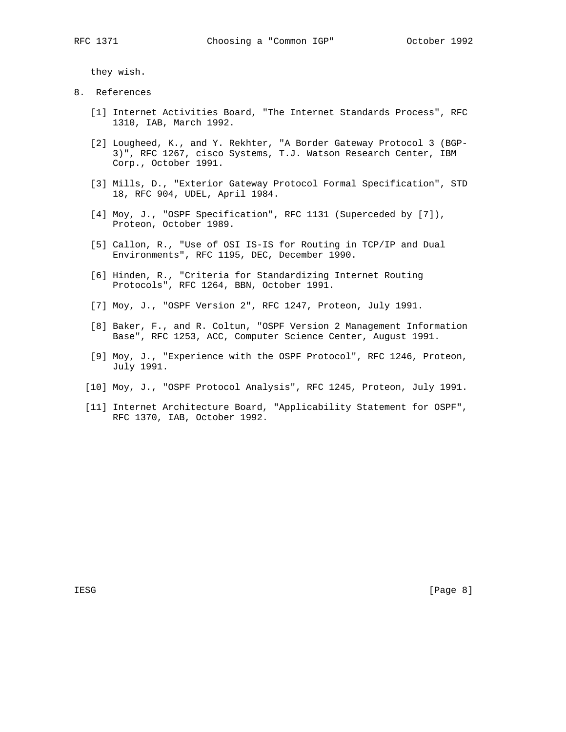they wish.

## 8. References

[1] Internet Activities Board, "The Internet Standards Process", RFC 1310, IAB, March 1992.

[2] Lougheed, K., and Y. Rekhter, "A Border Gateway Protocol 3 (BGP-3)", RFC 1267, cisco Systems, T.J. Watson Research Center, IBM Corp., October 1991.

[3] Mills, D., "Exterior Gateway Protocol Formal Specification", STD 18, RFC 904, UDEL, April 1984.

[4] Moy, J., "OSPF Specification", RFC 1131 (Superceded by [7]), Proteon, October 1989.

[5] Callon, R., "Use of OSI IS-IS for Routing in TCP/IP and Dual Environments", RFC 1195, DEC, December 1990.

[6] Hinden, R., "Criteria for Standardizing Internet Routing Protocols", RFC 1264, BBN, October 1991.

[7] Moy, J., "OSPF Version 2", RFC 1247, Proteon, July 1991.

[8] Baker, F., and R. Coltun, "OSPF Version 2 Management Information Base", RFC 1253, ACC, Computer Science Center, August 1991.

[9] Moy, J., "Experience with the OSPF Protocol", RFC 1246, Proteon, July 1991.

[10] Moy, J., "OSPF Protocol Analysis", RFC 1245, Proteon, July 1991.

[11] Internet Architecture Board, "Applicability Statement for OSPF", RFC 1370, IAB, October 1992.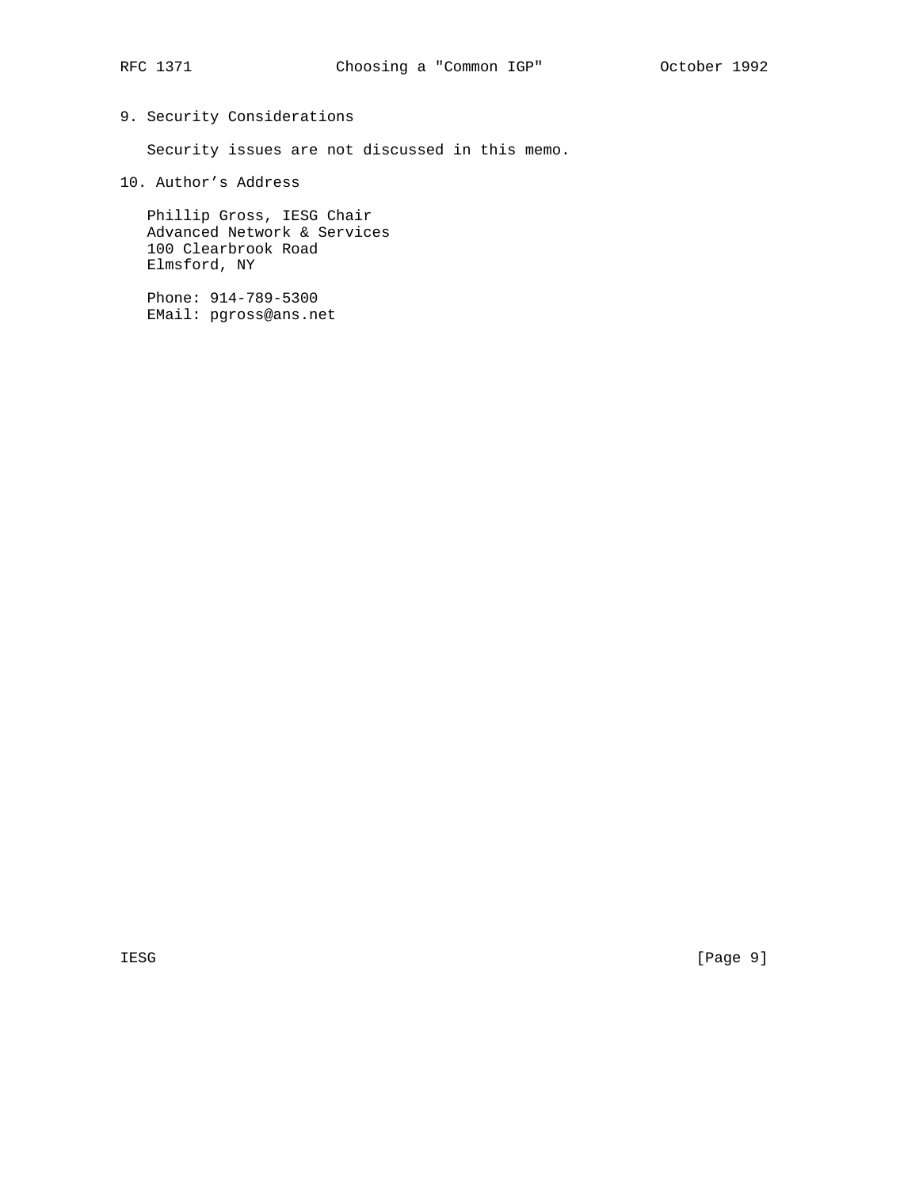## 9. Security Considerations

Security issues are not discussed in this memo.

## 10. Author's Address

Phillip Gross, IESG Chair
Advanced Network & Services
100 Clearbrook Road
Elmsford, NY

Phone: 914-789-5300
EMail: pgross@ans.net